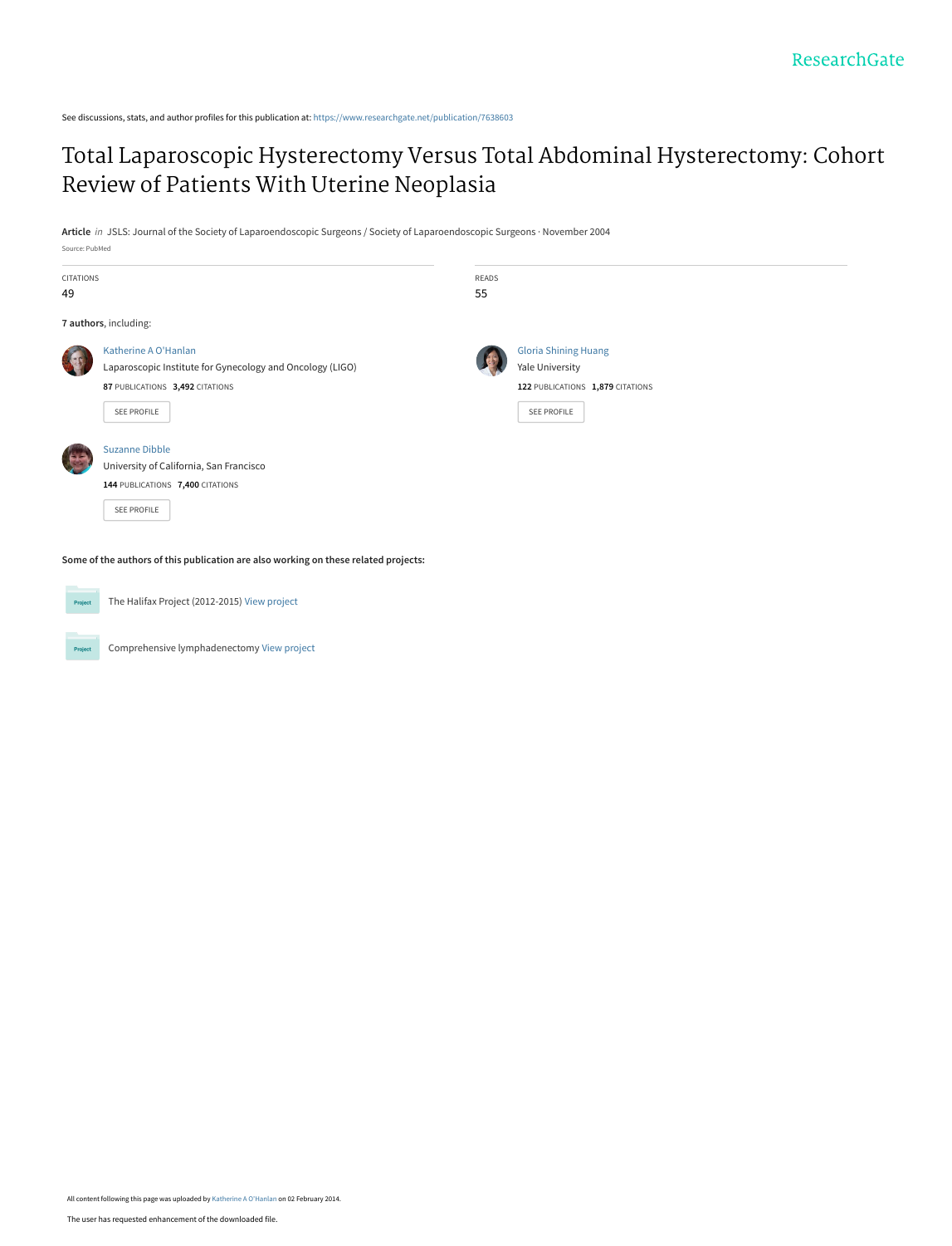ResearchGate

See discussions, stats, and author profiles for this publication at: https://www.researchgate.net/publication/7638603

# Total Laparoscopic Hysterectomy Versus Total Abdominal Hysterectomy: Cohort Review of Patients With Uterine Neoplasia

**Article** *in* JSLS: Journal of the Society of Laparoendoscopic Surgeons / Society of Laparoendoscopic Surgeons · November 2004

Source: PubMed

CITATIONS
49

READS
55

**7 authors**, including:

Katherine A O'Hanlan
Laparoscopic Institute for Gynecology and Oncology (LIGO)
**87** PUBLICATIONS **3,492** CITATIONS
SEE PROFILE

Gloria Shining Huang
Yale University
**122** PUBLICATIONS **1,879** CITATIONS
SEE PROFILE

Suzanne Dibble
University of California, San Francisco
**144** PUBLICATIONS **7,400** CITATIONS
SEE PROFILE

**Some of the authors of this publication are also working on these related projects:**

Project: The Halifax Project (2012-2015) View project

Project: Comprehensive lymphadenectomy View project

All content following this page was uploaded by Katherine A O'Hanlan on 02 February 2014.

The user has requested enhancement of the downloaded file.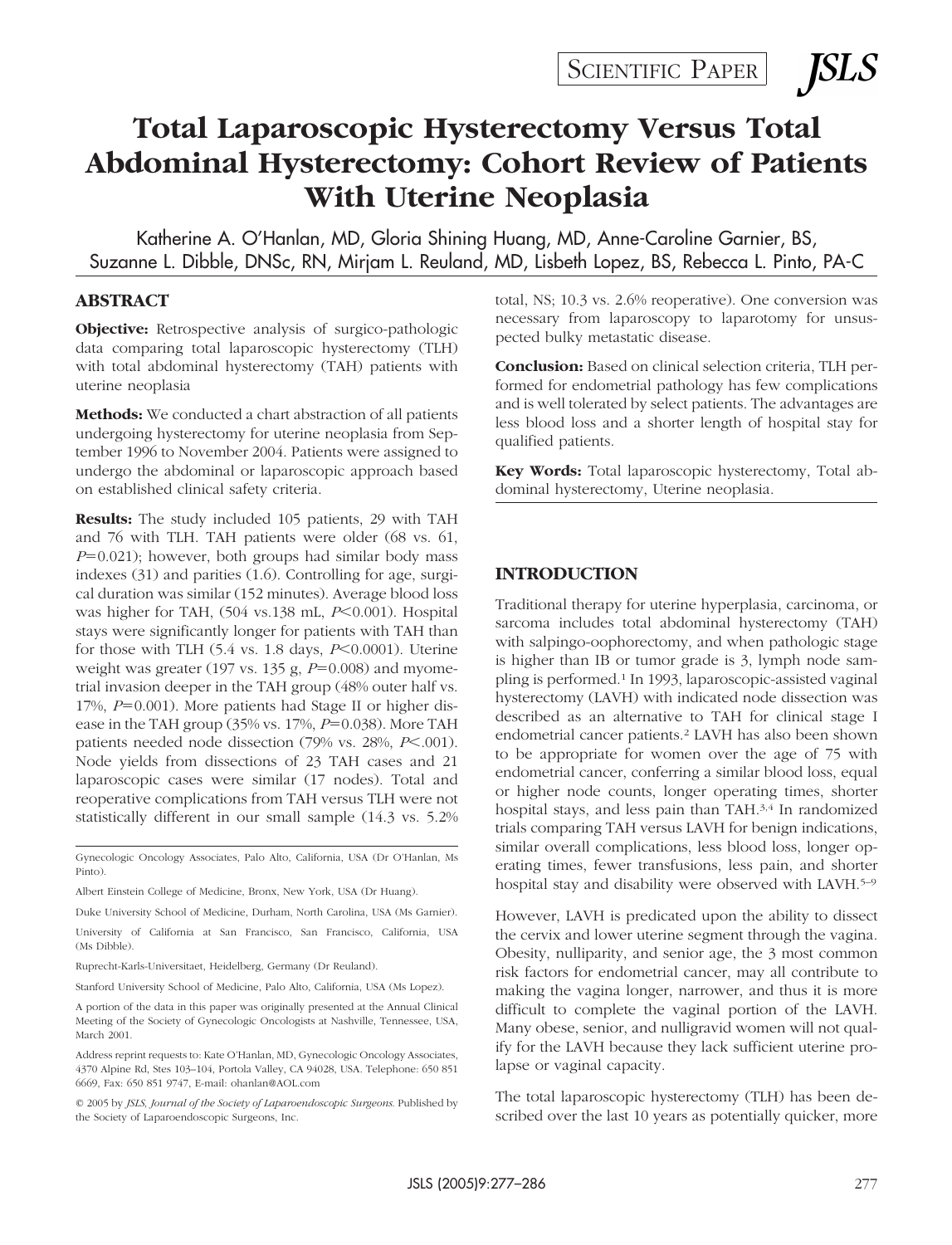SCIENTIFIC PAPER

# Total Laparoscopic Hysterectomy Versus Total Abdominal Hysterectomy: Cohort Review of Patients With Uterine Neoplasia

Katherine A. O'Hanlan, MD, Gloria Shining Huang, MD, Anne-Caroline Garnier, BS, Suzanne L. Dibble, DNSc, RN, Mirjam L. Reuland, MD, Lisbeth Lopez, BS, Rebecca L. Pinto, PA-C

## ABSTRACT

**Objective:** Retrospective analysis of surgico-pathologic data comparing total laparoscopic hysterectomy (TLH) with total abdominal hysterectomy (TAH) patients with uterine neoplasia

**Methods:** We conducted a chart abstraction of all patients undergoing hysterectomy for uterine neoplasia from September 1996 to November 2004. Patients were assigned to undergo the abdominal or laparoscopic approach based on established clinical safety criteria.

**Results:** The study included 105 patients, 29 with TAH and 76 with TLH. TAH patients were older (68 vs. 61, $P$=0.021); however, both groups had similar body mass indexes (31) and parities (1.6). Controlling for age, surgical duration was similar (152 minutes). Average blood loss was higher for TAH, (504 vs.138 mL, $P$<0.001). Hospital stays were significantly longer for patients with TAH than for those with TLH (5.4 vs. 1.8 days, $P$<0.0001). Uterine weight was greater (197 vs. 135 g, $P$=0.008) and myometrial invasion deeper in the TAH group (48% outer half vs. 17%, $P$=0.001). More patients had Stage II or higher disease in the TAH group (35% vs. 17%, $P$=0.038). More TAH patients needed node dissection (79% vs. 28%, $P$<.001). Node yields from dissections of 23 TAH cases and 21 laparoscopic cases were similar (17 nodes). Total and reoperative complications from TAH versus TLH were not statistically different in our small sample (14.3 vs. 5.2% total, NS; 10.3 vs. 2.6% reoperative). One conversion was necessary from laparoscopy to laparotomy for unsuspected bulky metastatic disease.

**Conclusion:** Based on clinical selection criteria, TLH performed for endometrial pathology has few complications and is well tolerated by select patients. The advantages are less blood loss and a shorter length of hospital stay for qualified patients.

**Key Words:** Total laparoscopic hysterectomy, Total abdominal hysterectomy, Uterine neoplasia.

Gynecologic Oncology Associates, Palo Alto, California, USA (Dr O'Hanlan, Ms Pinto).

Albert Einstein College of Medicine, Bronx, New York, USA (Dr Huang).

Duke University School of Medicine, Durham, North Carolina, USA (Ms Garnier).

University of California at San Francisco, San Francisco, California, USA (Ms Dibble).

Ruprecht-Karls-Universitaet, Heidelberg, Germany (Dr Reuland).

Stanford University School of Medicine, Palo Alto, California, USA (Ms Lopez).

A portion of the data in this paper was originally presented at the Annual Clinical Meeting of the Society of Gynecologic Oncologists at Nashville, Tennessee, USA, March 2001.

Address reprint requests to: Kate O'Hanlan, MD, Gynecologic Oncology Associates, 4370 Alpine Rd, Stes 103–104, Portola Valley, CA 94028, USA. Telephone: 650 851 6669, Fax: 650 851 9747, E-mail: ohanlan@AOL.com

© 2005 by *JSLS, Journal of the Society of Laparoendoscopic Surgeons*. Published by the Society of Laparoendoscopic Surgeons, Inc.

## INTRODUCTION

Traditional therapy for uterine hyperplasia, carcinoma, or sarcoma includes total abdominal hysterectomy (TAH) with salpingo-oophorectomy, and when pathologic stage is higher than IB or tumor grade is 3, lymph node sampling is performed.[1] In 1993, laparoscopic-assisted vaginal hysterectomy (LAVH) with indicated node dissection was described as an alternative to TAH for clinical stage I endometrial cancer patients.[2] LAVH has also been shown to be appropriate for women over the age of 75 with endometrial cancer, conferring a similar blood loss, equal or higher node counts, longer operating times, shorter hospital stays, and less pain than TAH.[3,4] In randomized trials comparing TAH versus LAVH for benign indications, similar overall complications, less blood loss, longer operating times, fewer transfusions, less pain, and shorter hospital stay and disability were observed with LAVH.[5–9]

However, LAVH is predicated upon the ability to dissect the cervix and lower uterine segment through the vagina. Obesity, nulliparity, and senior age, the 3 most common risk factors for endometrial cancer, may all contribute to making the vagina longer, narrower, and thus it is more difficult to complete the vaginal portion of the LAVH. Many obese, senior, and nulligravid women will not qualify for the LAVH because they lack sufficient uterine prolapse or vaginal capacity.

The total laparoscopic hysterectomy (TLH) has been described over the last 10 years as potentially quicker, more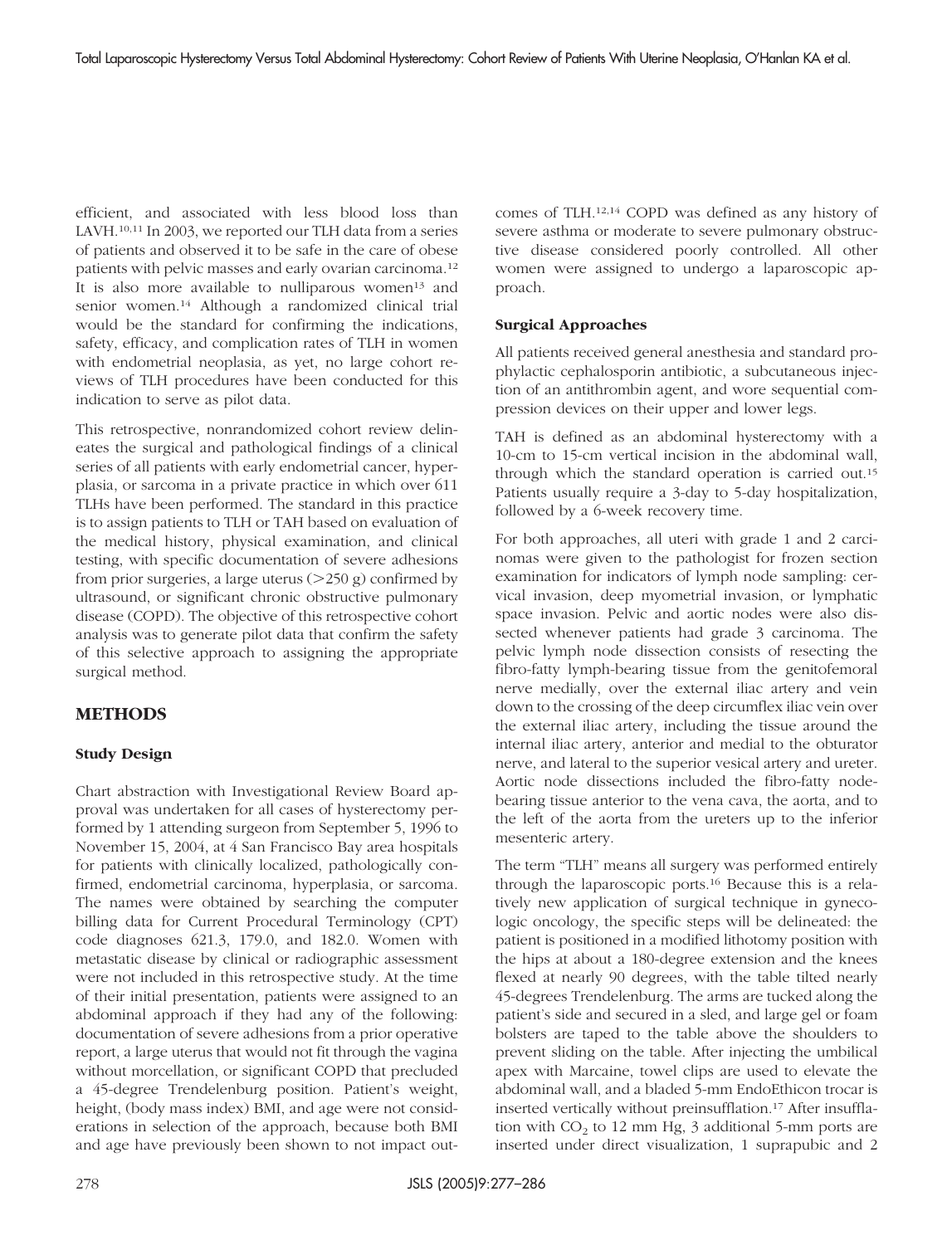efficient, and associated with less blood loss than LAVH.[10,11] In 2003, we reported our TLH data from a series of patients and observed it to be safe in the care of obese patients with pelvic masses and early ovarian carcinoma.[12] It is also more available to nulliparous women[13] and senior women.[14] Although a randomized clinical trial would be the standard for confirming the indications, safety, efficacy, and complication rates of TLH in women with endometrial neoplasia, as yet, no large cohort reviews of TLH procedures have been conducted for this indication to serve as pilot data.

This retrospective, nonrandomized cohort review delineates the surgical and pathological findings of a clinical series of all patients with early endometrial cancer, hyperplasia, or sarcoma in a private practice in which over 611 TLHs have been performed. The standard in this practice is to assign patients to TLH or TAH based on evaluation of the medical history, physical examination, and clinical testing, with specific documentation of severe adhesions from prior surgeries, a large uterus (>250 g) confirmed by ultrasound, or significant chronic obstructive pulmonary disease (COPD). The objective of this retrospective cohort analysis was to generate pilot data that confirm the safety of this selective approach to assigning the appropriate surgical method.

## METHODS

### Study Design

Chart abstraction with Investigational Review Board approval was undertaken for all cases of hysterectomy performed by 1 attending surgeon from September 5, 1996 to November 15, 2004, at 4 San Francisco Bay area hospitals for patients with clinically localized, pathologically confirmed, endometrial carcinoma, hyperplasia, or sarcoma. The names were obtained by searching the computer billing data for Current Procedural Terminology (CPT) code diagnoses 621.3, 179.0, and 182.0. Women with metastatic disease by clinical or radiographic assessment were not included in this retrospective study. At the time of their initial presentation, patients were assigned to an abdominal approach if they had any of the following: documentation of severe adhesions from a prior operative report, a large uterus that would not fit through the vagina without morcellation, or significant COPD that precluded a 45-degree Trendelenburg position. Patient's weight, height, (body mass index) BMI, and age were not considerations in selection of the approach, because both BMI and age have previously been shown to not impact outcomes of TLH.[12,14] COPD was defined as any history of severe asthma or moderate to severe pulmonary obstructive disease considered poorly controlled. All other women were assigned to undergo a laparoscopic approach.

### Surgical Approaches

All patients received general anesthesia and standard prophylactic cephalosporin antibiotic, a subcutaneous injection of an antithrombin agent, and wore sequential compression devices on their upper and lower legs.

TAH is defined as an abdominal hysterectomy with a 10-cm to 15-cm vertical incision in the abdominal wall, through which the standard operation is carried out.[15] Patients usually require a 3-day to 5-day hospitalization, followed by a 6-week recovery time.

For both approaches, all uteri with grade 1 and 2 carcinomas were given to the pathologist for frozen section examination for indicators of lymph node sampling: cervical invasion, deep myometrial invasion, or lymphatic space invasion. Pelvic and aortic nodes were also dissected whenever patients had grade 3 carcinoma. The pelvic lymph node dissection consists of resecting the fibro-fatty lymph-bearing tissue from the genitofemoral nerve medially, over the external iliac artery and vein down to the crossing of the deep circumflex iliac vein over the external iliac artery, including the tissue around the internal iliac artery, anterior and medial to the obturator nerve, and lateral to the superior vesical artery and ureter. Aortic node dissections included the fibro-fatty node-bearing tissue anterior to the vena cava, the aorta, and to the left of the aorta from the ureters up to the inferior mesenteric artery.

The term "TLH" means all surgery was performed entirely through the laparoscopic ports.[16] Because this is a relatively new application of surgical technique in gynecologic oncology, the specific steps will be delineated: the patient is positioned in a modified lithotomy position with the hips at about a 180-degree extension and the knees flexed at nearly 90 degrees, with the table tilted nearly 45-degrees Trendelenburg. The arms are tucked along the patient's side and secured in a sled, and large gel or foam bolsters are taped to the table above the shoulders to prevent sliding on the table. After injecting the umbilical apex with Marcaine, towel clips are used to elevate the abdominal wall, and a bladed 5-mm EndoEthicon trocar is inserted vertically without preinsufflation.[17] After insufflation with $CO_2$ to 12 mm Hg, 3 additional 5-mm ports are inserted under direct visualization, 1 suprapubic and 2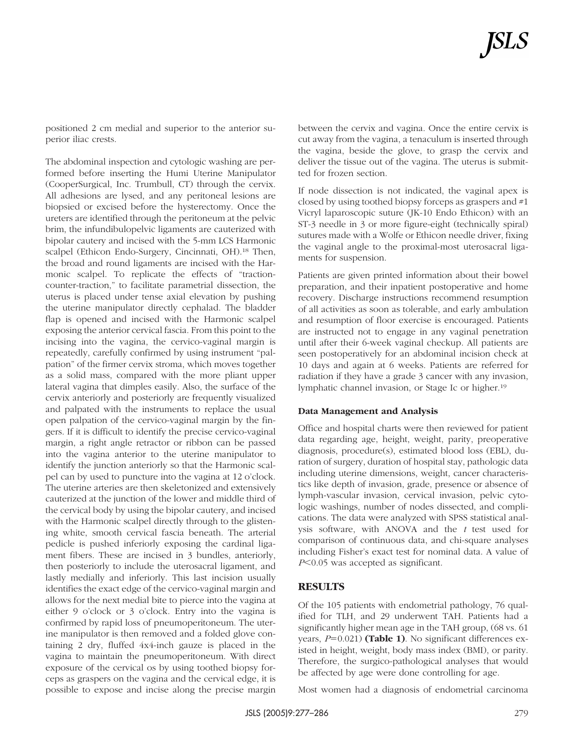positioned 2 cm medial and superior to the anterior superior iliac crests.

The abdominal inspection and cytologic washing are performed before inserting the Humi Uterine Manipulator (CooperSurgical, Inc. Trumbull, CT) through the cervix. All adhesions are lysed, and any peritoneal lesions are biopsied or excised before the hysterectomy. Once the ureters are identified through the peritoneum at the pelvic brim, the infundibulopelvic ligaments are cauterized with bipolar cautery and incised with the 5-mm LCS Harmonic scalpel (Ethicon Endo-Surgery, Cincinnati, OH).[18] Then, the broad and round ligaments are incised with the Harmonic scalpel. To replicate the effects of "traction-counter-traction," to facilitate parametrial dissection, the uterus is placed under tense axial elevation by pushing the uterine manipulator directly cephalad. The bladder flap is opened and incised with the Harmonic scalpel exposing the anterior cervical fascia. From this point to the incising into the vagina, the cervico-vaginal margin is repeatedly, carefully confirmed by using instrument "palpation" of the firmer cervix stroma, which moves together as a solid mass, compared with the more pliant upper lateral vagina that dimples easily. Also, the surface of the cervix anteriorly and posteriorly are frequently visualized and palpated with the instruments to replace the usual open palpation of the cervico-vaginal margin by the fingers. If it is difficult to identify the precise cervico-vaginal margin, a right angle retractor or ribbon can be passed into the vagina anterior to the uterine manipulator to identify the junction anteriorly so that the Harmonic scalpel can by used to puncture into the vagina at 12 o'clock. The uterine arteries are then skeletonized and extensively cauterized at the junction of the lower and middle third of the cervical body by using the bipolar cautery, and incised with the Harmonic scalpel directly through to the glistening white, smooth cervical fascia beneath. The arterial pedicle is pushed inferiorly exposing the cardinal ligament fibers. These are incised in 3 bundles, anteriorly, then posteriorly to include the uterosacral ligament, and lastly medially and inferiorly. This last incision usually identifies the exact edge of the cervico-vaginal margin and allows for the next medial bite to pierce into the vagina at either 9 o'clock or 3 o'clock. Entry into the vagina is confirmed by rapid loss of pneumoperitoneum. The uterine manipulator is then removed and a folded glove containing 2 dry, fluffed 4x4-inch gauze is placed in the vagina to maintain the pneumoperitoneum. With direct exposure of the cervical os by using toothed biopsy forceps as graspers on the vagina and the cervical edge, it is possible to expose and incise along the precise margin between the cervix and vagina. Once the entire cervix is cut away from the vagina, a tenaculum is inserted through the vagina, beside the glove, to grasp the cervix and deliver the tissue out of the vagina. The uterus is submitted for frozen section.

If node dissection is not indicated, the vaginal apex is closed by using toothed biopsy forceps as graspers and #1 Vicryl laparoscopic suture (JK-10 Endo Ethicon) with an ST-3 needle in 3 or more figure-eight (technically spiral) sutures made with a Wolfe or Ethicon needle driver, fixing the vaginal angle to the proximal-most uterosacral ligaments for suspension.

Patients are given printed information about their bowel preparation, and their inpatient postoperative and home recovery. Discharge instructions recommend resumption of all activities as soon as tolerable, and early ambulation and resumption of floor exercise is encouraged. Patients are instructed not to engage in any vaginal penetration until after their 6-week vaginal checkup. All patients are seen postoperatively for an abdominal incision check at 10 days and again at 6 weeks. Patients are referred for radiation if they have a grade 3 cancer with any invasion, lymphatic channel invasion, or Stage Ic or higher.[19]

#### Data Management and Analysis

Office and hospital charts were then reviewed for patient data regarding age, height, weight, parity, preoperative diagnosis, procedure(s), estimated blood loss (EBL), duration of surgery, duration of hospital stay, pathologic data including uterine dimensions, weight, cancer characteristics like depth of invasion, grade, presence or absence of lymph-vascular invasion, cervical invasion, pelvic cytologic washings, number of nodes dissected, and complications. The data were analyzed with SPSS statistical analysis software, with ANOVA and the *t* test used for comparison of continuous data, and chi-square analyses including Fisher's exact test for nominal data. A value of $P<0.05$ was accepted as significant.

## RESULTS

Of the 105 patients with endometrial pathology, 76 qualified for TLH, and 29 underwent TAH. Patients had a significantly higher mean age in the TAH group, (68 vs. 61 years, $P=0.021$) **(Table 1)**. No significant differences existed in height, weight, body mass index (BMI), or parity. Therefore, the surgico-pathological analyses that would be affected by age were done controlling for age.

Most women had a diagnosis of endometrial carcinoma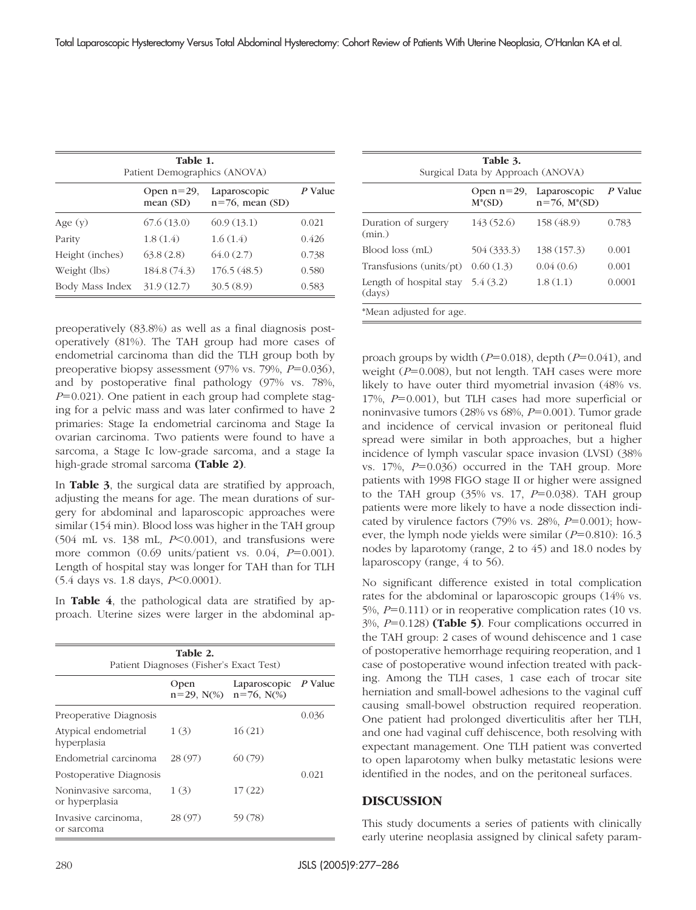| Table 1. Patient Demographics (ANOVA) | | | |
|---|---|---|---|
| | Open n=29, mean (SD) | Laparoscopic n=76, mean (SD) | *P* Value |
| Age (y) | 67.6 (13.0) | 60.9 (13.1) | 0.021 |
| Parity | 1.8 (1.4) | 1.6 (1.4) | 0.426 |
| Height (inches) | 63.8 (2.8) | 64.0 (2.7) | 0.738 |
| Weight (lbs) | 184.8 (74.3) | 176.5 (48.5) | 0.580 |
| Body Mass Index | 31.9 (12.7) | 30.5 (8.9) | 0.583 |

preoperatively (83.8%) as well as a final diagnosis postoperatively (81%). The TAH group had more cases of endometrial carcinoma than did the TLH group both by preoperative biopsy assessment (97% vs. 79%, $P=0.036$), and by postoperative final pathology (97% vs. 78%, $P=0.021$). One patient in each group had complete staging for a pelvic mass and was later confirmed to have 2 primaries: Stage Ia endometrial carcinoma and Stage Ia ovarian carcinoma. Two patients were found to have a sarcoma, a Stage Ic low-grade sarcoma, and a stage Ia high-grade stromal sarcoma **(Table 2)**.

In **Table 3**, the surgical data are stratified by approach, adjusting the means for age. The mean durations of surgery for abdominal and laparoscopic approaches were similar (154 min). Blood loss was higher in the TAH group (504 mL vs. 138 mL, $P<0.001$), and transfusions were more common (0.69 units/patient vs. 0.04, $P=0.001$). Length of hospital stay was longer for TAH than for TLH (5.4 days vs. 1.8 days, $P<0.0001$).

In **Table 4**, the pathological data are stratified by approach. Uterine sizes were larger in the abdominal approach groups by width ($P=0.018$), depth ($P=0.041$), and weight ($P=0.008$), but not length. TAH cases were more likely to have outer third myometrial invasion (48% vs. 17%, $P=0.001$), but TLH cases had more superficial or noninvasive tumors (28% vs 68%, $P=0.001$). Tumor grade and incidence of cervical invasion or peritoneal fluid spread were similar in both approaches, but a higher incidence of lymph vascular space invasion (LVSI) (38% vs. 17%, $P=0.036$) occurred in the TAH group. More patients with 1998 FIGO stage II or higher were assigned to the TAH group (35% vs. 17, $P=0.038$). TAH group patients were more likely to have a node dissection indicated by virulence factors (79% vs. 28%, $P=0.001$); however, the lymph node yields were similar ($P=0.810$): 16.3 nodes by laparotomy (range, 2 to 45) and 18.0 nodes by laparoscopy (range, 4 to 56).

| Table 2. Patient Diagnoses (Fisher's Exact Test) | | | |
|---|---|---|---|
| | Open n=29, N(%) | Laparoscopic n=76, N(%) | *P* Value |
| Preoperative Diagnosis | | | 0.036 |
| Atypical endometrial hyperplasia | 1 (3) | 16 (21) | |
| Endometrial carcinoma | 28 (97) | 60 (79) | |
| Postoperative Diagnosis | | | 0.021 |
| Noninvasive sarcoma, or hyperplasia | 1 (3) | 17 (22) | |
| Invasive carcinoma, or sarcoma | 28 (97) | 59 (78) | |

| Table 3. Surgical Data by Approach (ANOVA) | | | |
|---|---|---|---|
| | Open n=29, M*(SD) | Laparoscopic n=76, M*(SD) | *P* Value |
| Duration of surgery (min.) | 143 (52.6) | 158 (48.9) | 0.783 |
| Blood loss (mL) | 504 (333.3) | 138 (157.3) | 0.001 |
| Transfusions (units/pt) | 0.60 (1.3) | 0.04 (0.6) | 0.001 |
| Length of hospital stay (days) | 5.4 (3.2) | 1.8 (1.1) | 0.0001 |

*Mean adjusted for age.

No significant difference existed in total complication rates for the abdominal or laparoscopic groups (14% vs. 5%, $P=0.111$) or in reoperative complication rates (10 vs. 3%, $P=0.128$) **(Table 5)**. Four complications occurred in the TAH group: 2 cases of wound dehiscence and 1 case of postoperative hemorrhage requiring reoperation, and 1 case of postoperative wound infection treated with packing. Among the TLH cases, 1 case each of trocar site herniation and small-bowel adhesions to the vaginal cuff causing small-bowel obstruction required reoperation. One patient had prolonged diverticulitis after her TLH, and one had vaginal cuff dehiscence, both resolving with expectant management. One TLH patient was converted to open laparotomy when bulky metastatic lesions were identified in the nodes, and on the peritoneal surfaces.

## DISCUSSION

This study documents a series of patients with clinically early uterine neoplasia assigned by clinical safety param-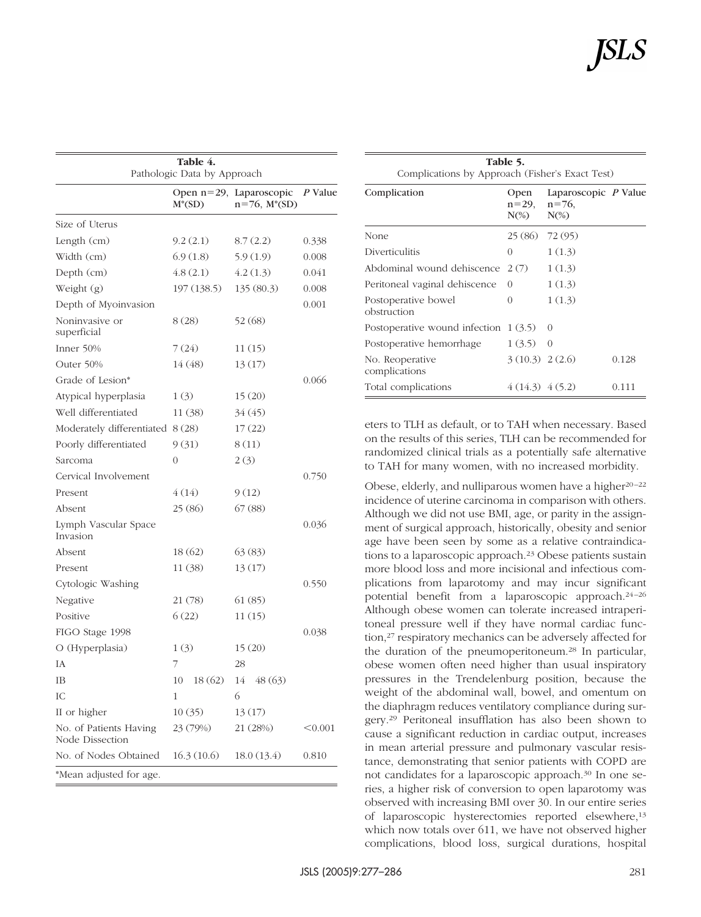**Table 4.**
Pathologic Data by Approach

| | Open n=29, M*(SD) | Laparoscopic n=76, M*(SD) | *P* Value |
|---|---|---|---|
| Size of Uterus | | | |
| Length (cm) | 9.2 (2.1) | 8.7 (2.2) | 0.338 |
| Width (cm) | 6.9 (1.8) | 5.9 (1.9) | 0.008 |
| Depth (cm) | 4.8 (2.1) | 4.2 (1.3) | 0.041 |
| Weight (g) | 197 (138.5) | 135 (80.3) | 0.008 |
| Depth of Myoinvasion | | | 0.001 |
| Noninvasive or superficial | 8 (28) | 52 (68) | |
| Inner 50% | 7 (24) | 11 (15) | |
| Outer 50% | 14 (48) | 13 (17) | |
| Grade of Lesion* | | | 0.066 |
| Atypical hyperplasia | 1 (3) | 15 (20) | |
| Well differentiated | 11 (38) | 34 (45) | |
| Moderately differentiated | 8 (28) | 17 (22) | |
| Poorly differentiated | 9 (31) | 8 (11) | |
| Sarcoma | 0 | 2 (3) | |
| Cervical Involvement | | | 0.750 |
| Present | 4 (14) | 9 (12) | |
| Absent | 25 (86) | 67 (88) | |
| Lymph Vascular Space Invasion | | | 0.036 |
| Absent | 18 (62) | 63 (83) | |
| Present | 11 (38) | 13 (17) | |
| Cytologic Washing | | | 0.550 |
| Negative | 21 (78) | 61 (85) | |
| Positive | 6 (22) | 11 (15) | |
| FIGO Stage 1998 | | | 0.038 |
| O (Hyperplasia) | 1 (3) | 15 (20) | |
| IA | 7 | 28 | |
| IB | 10 18 (62) | 14 48 (63) | |
| IC | 1 | 6 | |
| II or higher | 10 (35) | 13 (17) | |
| No. of Patients Having Node Dissection | 23 (79%) | 21 (28%) | <0.001 |
| No. of Nodes Obtained | 16.3 (10.6) | 18.0 (13.4) | 0.810 |

*Mean adjusted for age.

**Table 5.**
Complications by Approach (Fisher's Exact Test)

| Complication | Open n=29, N(%) | Laparoscopic n=76, N(%) | *P* Value |
|---|---|---|---|
| None | 25 (86) | 72 (95) | |
| Diverticulitis | 0 | 1 (1.3) | |
| Abdominal wound dehiscence | 2 (7) | 1 (1.3) | |
| Peritoneal vaginal dehiscence | 0 | 1 (1.3) | |
| Postoperative bowel obstruction | 0 | 1 (1.3) | |
| Postoperative wound infection | 1 (3.5) | 0 | |
| Postoperative hemorrhage | 1 (3.5) | 0 | |
| No. Reoperative complications | 3 (10.3) | 2 (2.6) | 0.128 |
| Total complications | 4 (14.3) | 4 (5.2) | 0.111 |

eters to TLH as default, or to TAH when necessary. Based on the results of this series, TLH can be recommended for randomized clinical trials as a potentially safe alternative to TAH for many women, with no increased morbidity.

Obese, elderly, and nulliparous women have a higher[20–22] incidence of uterine carcinoma in comparison with others. Although we did not use BMI, age, or parity in the assignment of surgical approach, historically, obesity and senior age have been seen by some as a relative contraindications to a laparoscopic approach.[23] Obese patients sustain more blood loss and more incisional and infectious complications from laparotomy and may incur significant potential benefit from a laparoscopic approach.[24–26] Although obese women can tolerate increased intraperitoneal pressure well if they have normal cardiac function,[27] respiratory mechanics can be adversely affected for the duration of the pneumoperitoneum.[28] In particular, obese women often need higher than usual inspiratory pressures in the Trendelenburg position, because the weight of the abdominal wall, bowel, and omentum on the diaphragm reduces ventilatory compliance during surgery.[29] Peritoneal insufflation has also been shown to cause a significant reduction in cardiac output, increases in mean arterial pressure and pulmonary vascular resistance, demonstrating that senior patients with COPD are not candidates for a laparoscopic approach.[30] In one series, a higher risk of conversion to open laparotomy was observed with increasing BMI over 30. In our entire series of laparoscopic hysterectomies reported elsewhere,[13] which now totals over 611, we have not observed higher complications, blood loss, surgical durations, hospital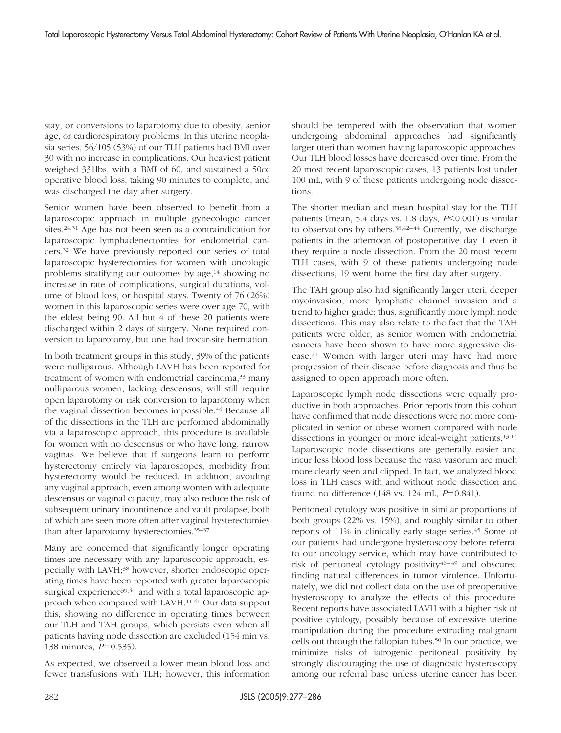stay, or conversions to laparotomy due to obesity, senior age, or cardiorespiratory problems. In this uterine neoplasia series, 56/105 (53%) of our TLH patients had BMI over 30 with no increase in complications. Our heaviest patient weighed 331lbs, with a BMI of 60, and sustained a 50cc operative blood loss, taking 90 minutes to complete, and was discharged the day after surgery.

Senior women have been observed to benefit from a laparoscopic approach in multiple gynecologic cancer sites.[24,31] Age has not been seen as a contraindication for laparoscopic lymphadenectomies for endometrial cancers.[32] We have previously reported our series of total laparoscopic hysterectomies for women with oncologic problems stratifying our outcomes by age,[14] showing no increase in rate of complications, surgical durations, volume of blood loss, or hospital stays. Twenty of 76 (26%) women in this laparoscopic series were over age 70, with the eldest being 90. All but 4 of these 20 patients were discharged within 2 days of surgery. None required conversion to laparotomy, but one had trocar-site herniation.

In both treatment groups in this study, 39% of the patients were nulliparous. Although LAVH has been reported for treatment of women with endometrial carcinoma,[33] many nulliparous women, lacking descensus, will still require open laparotomy or risk conversion to laparotomy when the vaginal dissection becomes impossible.[34] Because all of the dissections in the TLH are performed abdominally via a laparoscopic approach, this procedure is available for women with no descensus or who have long, narrow vaginas. We believe that if surgeons learn to perform hysterectomy entirely via laparoscopes, morbidity from hysterectomy would be reduced. In addition, avoiding any vaginal approach, even among women with adequate descensus or vaginal capacity, may also reduce the risk of subsequent urinary incontinence and vault prolapse, both of which are seen more often after vaginal hysterectomies than after laparotomy hysterectomies.[35–37]

Many are concerned that significantly longer operating times are necessary with any laparoscopic approach, especially with LAVH;[38] however, shorter endoscopic operating times have been reported with greater laparoscopic surgical experience[39,40] and with a total laparoscopic approach when compared with LAVH.[11,41] Our data support this, showing no difference in operating times between our TLH and TAH groups, which persists even when all patients having node dissection are excluded (154 min vs. 138 minutes, $P=0.535$).

As expected, we observed a lower mean blood loss and fewer transfusions with TLH; however, this information should be tempered with the observation that women undergoing abdominal approaches had significantly larger uteri than women having laparoscopic approaches. Our TLH blood losses have decreased over time. From the 20 most recent laparoscopic cases, 13 patients lost under 100 mL, with 9 of these patients undergoing node dissections.

The shorter median and mean hospital stay for the TLH patients (mean, 5.4 days vs. 1.8 days, $P<0.001$) is similar to observations by others.[38,42–44] Currently, we discharge patients in the afternoon of postoperative day 1 even if they require a node dissection. From the 20 most recent TLH cases, with 9 of these patients undergoing node dissections, 19 went home the first day after surgery.

The TAH group also had significantly larger uteri, deeper myoinvasion, more lymphatic channel invasion and a trend to higher grade; thus, significantly more lymph node dissections. This may also relate to the fact that the TAH patients were older, as senior women with endometrial cancers have been shown to have more aggressive disease.[21] Women with larger uteri may have had more progression of their disease before diagnosis and thus be assigned to open approach more often.

Laparoscopic lymph node dissections were equally productive in both approaches. Prior reports from this cohort have confirmed that node dissections were not more complicated in senior or obese women compared with node dissections in younger or more ideal-weight patients.[13,14] Laparoscopic node dissections are generally easier and incur less blood loss because the vasa vasorum are much more clearly seen and clipped. In fact, we analyzed blood loss in TLH cases with and without node dissection and found no difference (148 vs. 124 mL, $P=0.841$).

Peritoneal cytology was positive in similar proportions of both groups (22% vs. 15%), and roughly similar to other reports of 11% in clinically early stage series.[45] Some of our patients had undergone hysteroscopy before referral to our oncology service, which may have contributed to risk of peritoneal cytology positivity[46–49] and obscured finding natural differences in tumor virulence. Unfortunately, we did not collect data on the use of preoperative hysteroscopy to analyze the effects of this procedure. Recent reports have associated LAVH with a higher risk of positive cytology, possibly because of excessive uterine manipulation during the procedure extruding malignant cells out through the fallopian tubes.[50] In our practice, we minimize risks of iatrogenic peritoneal positivity by strongly discouraging the use of diagnostic hysteroscopy among our referral base unless uterine cancer has been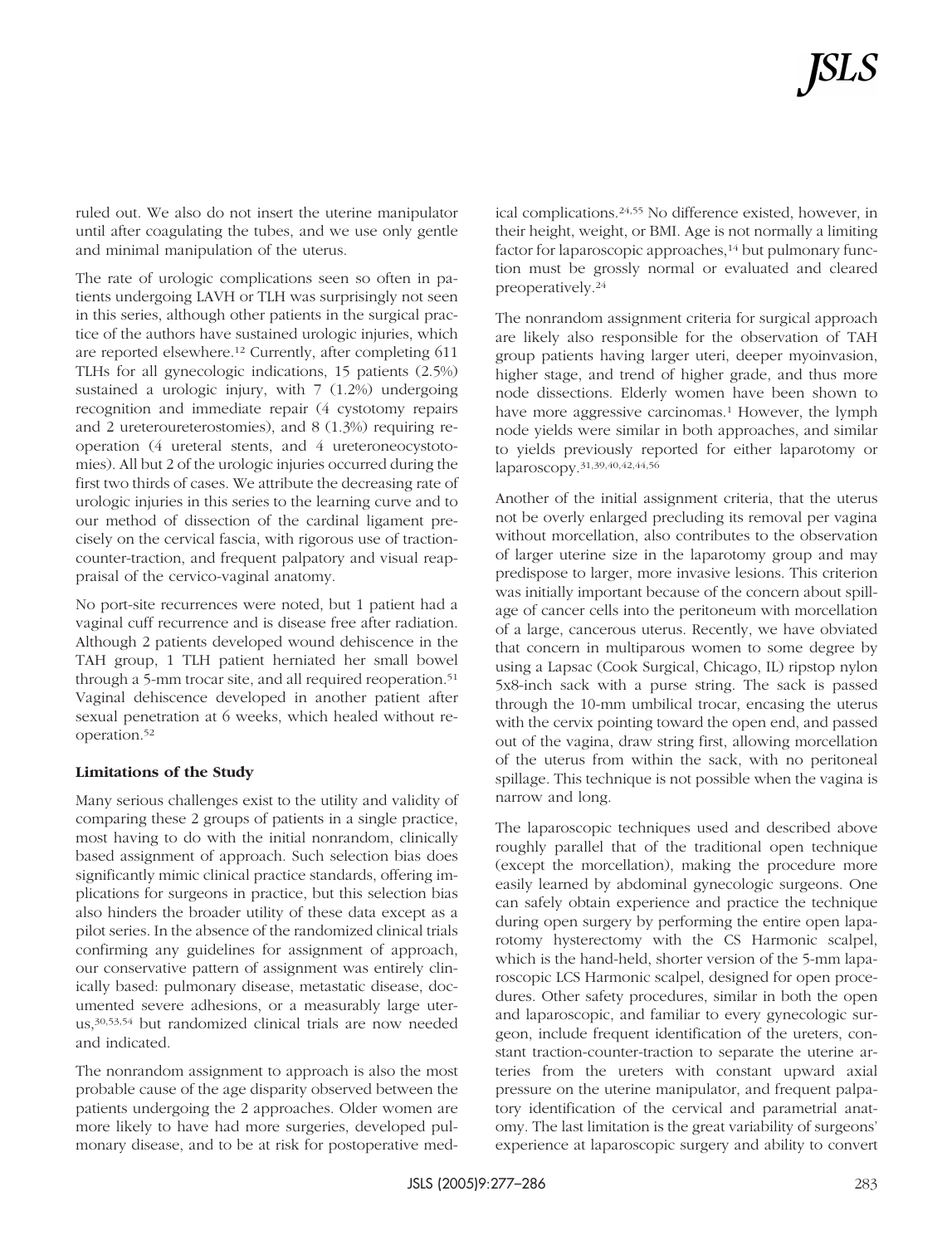ruled out. We also do not insert the uterine manipulator until after coagulating the tubes, and we use only gentle and minimal manipulation of the uterus.

The rate of urologic complications seen so often in patients undergoing LAVH or TLH was surprisingly not seen in this series, although other patients in the surgical practice of the authors have sustained urologic injuries, which are reported elsewhere.[12] Currently, after completing 611 TLHs for all gynecologic indications, 15 patients (2.5%) sustained a urologic injury, with 7 (1.2%) undergoing recognition and immediate repair (4 cystotomy repairs and 2 ureteroureterostomies), and 8 (1.3%) requiring reoperation (4 ureteral stents, and 4 ureteroneocystotomies). All but 2 of the urologic injuries occurred during the first two thirds of cases. We attribute the decreasing rate of urologic injuries in this series to the learning curve and to our method of dissection of the cardinal ligament precisely on the cervical fascia, with rigorous use of traction-counter-traction, and frequent palpatory and visual reappraisal of the cervico-vaginal anatomy.

No port-site recurrences were noted, but 1 patient had a vaginal cuff recurrence and is disease free after radiation. Although 2 patients developed wound dehiscence in the TAH group, 1 TLH patient herniated her small bowel through a 5-mm trocar site, and all required reoperation.[51] Vaginal dehiscence developed in another patient after sexual penetration at 6 weeks, which healed without reoperation.[52]

**Limitations of the Study**

Many serious challenges exist to the utility and validity of comparing these 2 groups of patients in a single practice, most having to do with the initial nonrandom, clinically based assignment of approach. Such selection bias does significantly mimic clinical practice standards, offering implications for surgeons in practice, but this selection bias also hinders the broader utility of these data except as a pilot series. In the absence of the randomized clinical trials confirming any guidelines for assignment of approach, our conservative pattern of assignment was entirely clinically based: pulmonary disease, metastatic disease, documented severe adhesions, or a measurably large uterus,[30,53,54] but randomized clinical trials are now needed and indicated.

The nonrandom assignment to approach is also the most probable cause of the age disparity observed between the patients undergoing the 2 approaches. Older women are more likely to have had more surgeries, developed pulmonary disease, and to be at risk for postoperative medical complications.[24,55] No difference existed, however, in their height, weight, or BMI. Age is not normally a limiting factor for laparoscopic approaches,[14] but pulmonary function must be grossly normal or evaluated and cleared preoperatively.[24]

The nonrandom assignment criteria for surgical approach are likely also responsible for the observation of TAH group patients having larger uteri, deeper myoinvasion, higher stage, and trend of higher grade, and thus more node dissections. Elderly women have been shown to have more aggressive carcinomas.[1] However, the lymph node yields were similar in both approaches, and similar to yields previously reported for either laparotomy or laparoscopy.[31,39,40,42,44,56]

Another of the initial assignment criteria, that the uterus not be overly enlarged precluding its removal per vagina without morcellation, also contributes to the observation of larger uterine size in the laparotomy group and may predispose to larger, more invasive lesions. This criterion was initially important because of the concern about spillage of cancer cells into the peritoneum with morcellation of a large, cancerous uterus. Recently, we have obviated that concern in multiparous women to some degree by using a Lapsac (Cook Surgical, Chicago, IL) ripstop nylon 5x8-inch sack with a purse string. The sack is passed through the 10-mm umbilical trocar, encasing the uterus with the cervix pointing toward the open end, and passed out of the vagina, draw string first, allowing morcellation of the uterus from within the sack, with no peritoneal spillage. This technique is not possible when the vagina is narrow and long.

The laparoscopic techniques used and described above roughly parallel that of the traditional open technique (except the morcellation), making the procedure more easily learned by abdominal gynecologic surgeons. One can safely obtain experience and practice the technique during open surgery by performing the entire open laparotomy hysterectomy with the CS Harmonic scalpel, which is the hand-held, shorter version of the 5-mm laparoscopic LCS Harmonic scalpel, designed for open procedures. Other safety procedures, similar in both the open and laparoscopic, and familiar to every gynecologic surgeon, include frequent identification of the ureters, constant traction-counter-traction to separate the uterine arteries from the ureters with constant upward axial pressure on the uterine manipulator, and frequent palpatory identification of the cervical and parametrial anatomy. The last limitation is the great variability of surgeons' experience at laparoscopic surgery and ability to convert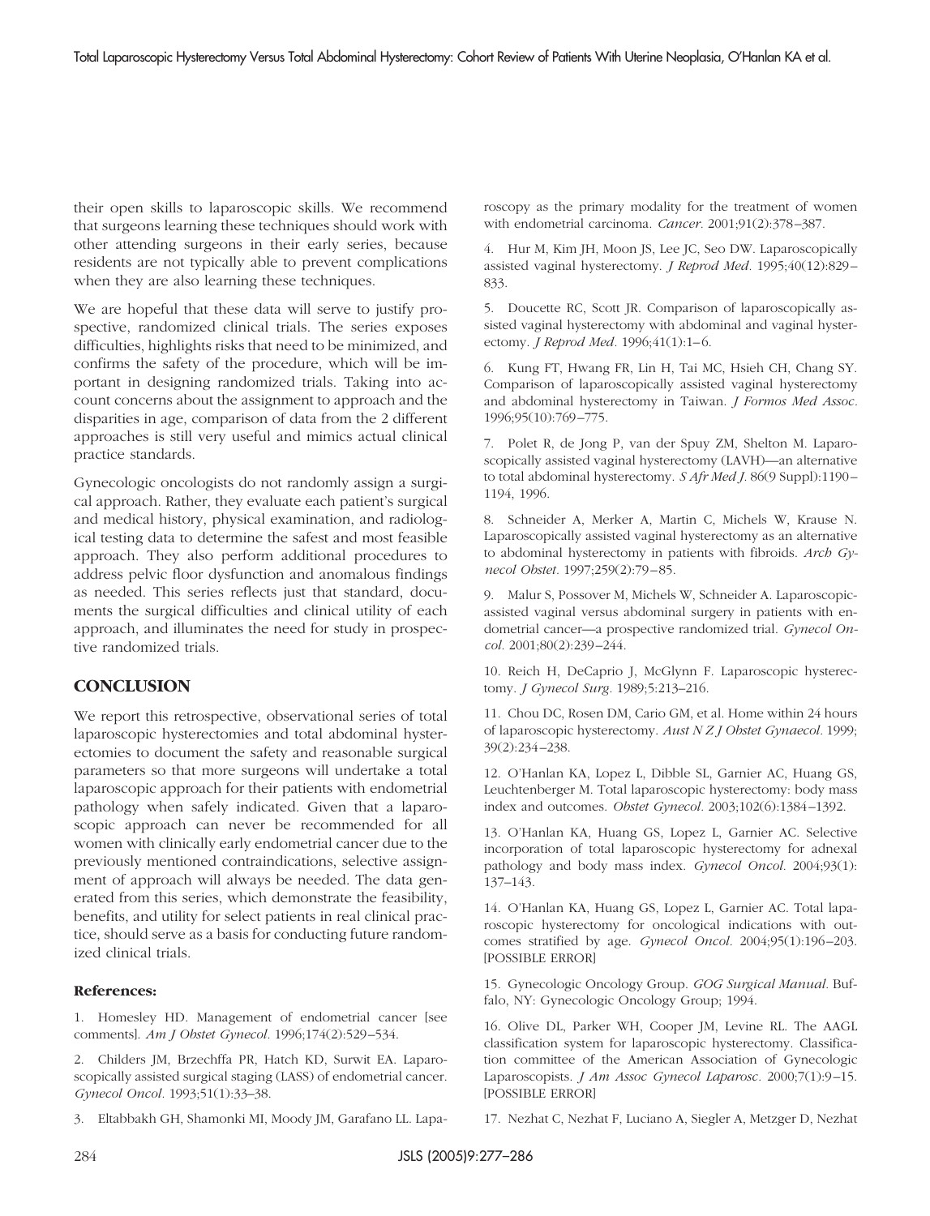their open skills to laparoscopic skills. We recommend that surgeons learning these techniques should work with other attending surgeons in their early series, because residents are not typically able to prevent complications when they are also learning these techniques.

We are hopeful that these data will serve to justify prospective, randomized clinical trials. The series exposes difficulties, highlights risks that need to be minimized, and confirms the safety of the procedure, which will be important in designing randomized trials. Taking into account concerns about the assignment to approach and the disparities in age, comparison of data from the 2 different approaches is still very useful and mimics actual clinical practice standards.

Gynecologic oncologists do not randomly assign a surgical approach. Rather, they evaluate each patient's surgical and medical history, physical examination, and radiological testing data to determine the safest and most feasible approach. They also perform additional procedures to address pelvic floor dysfunction and anomalous findings as needed. This series reflects just that standard, documents the surgical difficulties and clinical utility of each approach, and illuminates the need for study in prospective randomized trials.

## CONCLUSION

We report this retrospective, observational series of total laparoscopic hysterectomies and total abdominal hysterectomies to document the safety and reasonable surgical parameters so that more surgeons will undertake a total laparoscopic approach for their patients with endometrial pathology when safely indicated. Given that a laparoscopic approach can never be recommended for all women with clinically early endometrial cancer due to the previously mentioned contraindications, selective assignment of approach will always be needed. The data generated from this series, which demonstrate the feasibility, benefits, and utility for select patients in real clinical practice, should serve as a basis for conducting future randomized clinical trials.

### References:

1. Homesley HD. Management of endometrial cancer [see comments]. *Am J Obstet Gynecol*. 1996;174(2):529–534.

2. Childers JM, Brzechffa PR, Hatch KD, Surwit EA. Laparoscopically assisted surgical staging (LASS) of endometrial cancer. *Gynecol Oncol*. 1993;51(1):33–38.

3. Eltabbakh GH, Shamonki MI, Moody JM, Garafano LL. Laparoscopy as the primary modality for the treatment of women with endometrial carcinoma. *Cancer*. 2001;91(2):378–387.

4. Hur M, Kim JH, Moon JS, Lee JC, Seo DW. Laparoscopically assisted vaginal hysterectomy. *J Reprod Med*. 1995;40(12):829–833.

5. Doucette RC, Scott JR. Comparison of laparoscopically assisted vaginal hysterectomy with abdominal and vaginal hysterectomy. *J Reprod Med*. 1996;41(1):1–6.

6. Kung FT, Hwang FR, Lin H, Tai MC, Hsieh CH, Chang SY. Comparison of laparoscopically assisted vaginal hysterectomy and abdominal hysterectomy in Taiwan. *J Formos Med Assoc*. 1996;95(10):769–775.

7. Polet R, de Jong P, van der Spuy ZM, Shelton M. Laparoscopically assisted vaginal hysterectomy (LAVH)—an alternative to total abdominal hysterectomy. *S Afr Med J*. 86(9 Suppl):1190–1194, 1996.

8. Schneider A, Merker A, Martin C, Michels W, Krause N. Laparoscopically assisted vaginal hysterectomy as an alternative to abdominal hysterectomy in patients with fibroids. *Arch Gynecol Obstet*. 1997;259(2):79–85.

9. Malur S, Possover M, Michels W, Schneider A. Laparoscopic-assisted vaginal versus abdominal surgery in patients with endometrial cancer—a prospective randomized trial. *Gynecol Oncol*. 2001;80(2):239–244.

10. Reich H, DeCaprio J, McGlynn F. Laparoscopic hysterectomy. *J Gynecol Surg*. 1989;5:213–216.

11. Chou DC, Rosen DM, Cario GM, et al. Home within 24 hours of laparoscopic hysterectomy. *Aust N Z J Obstet Gynaecol*. 1999; 39(2):234–238.

12. O'Hanlan KA, Lopez L, Dibble SL, Garnier AC, Huang GS, Leuchtenberger M. Total laparoscopic hysterectomy: body mass index and outcomes. *Obstet Gynecol*. 2003;102(6):1384–1392.

13. O'Hanlan KA, Huang GS, Lopez L, Garnier AC. Selective incorporation of total laparoscopic hysterectomy for adnexal pathology and body mass index. *Gynecol Oncol*. 2004;93(1): 137–143.

14. O'Hanlan KA, Huang GS, Lopez L, Garnier AC. Total laparoscopic hysterectomy for oncological indications with outcomes stratified by age. *Gynecol Oncol*. 2004;95(1):196–203. [POSSIBLE ERROR]

15. Gynecologic Oncology Group. *GOG Surgical Manual*. Buffalo, NY: Gynecologic Oncology Group; 1994.

16. Olive DL, Parker WH, Cooper JM, Levine RL. The AAGL classification system for laparoscopic hysterectomy. Classification committee of the American Association of Gynecologic Laparoscopists. *J Am Assoc Gynecol Laparosc*. 2000;7(1):9–15. [POSSIBLE ERROR]

17. Nezhat C, Nezhat F, Luciano A, Siegler A, Metzger D, Nezhat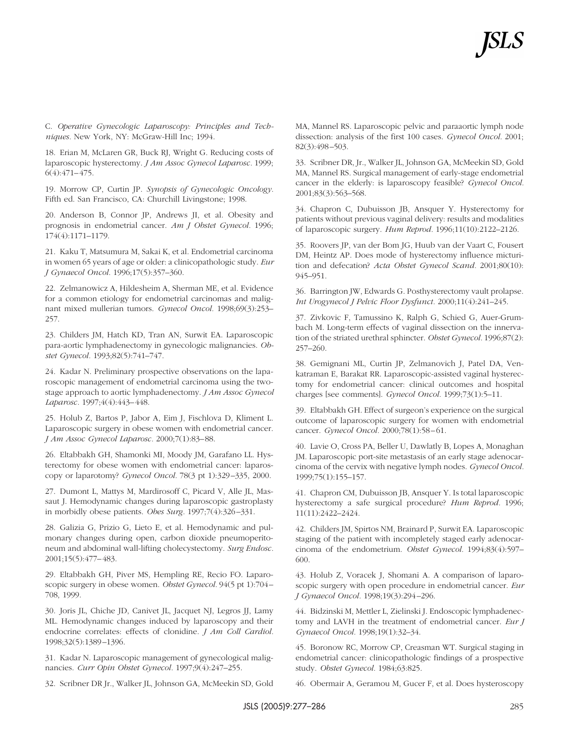C. *Operative Gynecologic Laparoscopy: Principles and Techniques*. New York, NY: McGraw-Hill Inc; 1994.

18. Erian M, McLaren GR, Buck RJ, Wright G. Reducing costs of laparoscopic hysterectomy. *J Am Assoc Gynecol Laparosc*. 1999; 6(4):471–475.

19. Morrow CP, Curtin JP. *Synopsis of Gynecologic Oncology*. Fifth ed. San Francisco, CA: Churchill Livingstone; 1998.

20. Anderson B, Connor JP, Andrews JI, et al. Obesity and prognosis in endometrial cancer. *Am J Obstet Gynecol*. 1996; 174(4):1171–1179.

21. Kaku T, Matsumura M, Sakai K, et al. Endometrial carcinoma in women 65 years of age or older: a clinicopathologic study. *Eur J Gynaecol Oncol*. 1996;17(5):357–360.

22. Zelmanowicz A, Hildesheim A, Sherman ME, et al. Evidence for a common etiology for endometrial carcinomas and malignant mixed mullerian tumors. *Gynecol Oncol*. 1998;69(3):253–257.

23. Childers JM, Hatch KD, Tran AN, Surwit EA. Laparoscopic para-aortic lymphadenectomy in gynecologic malignancies. *Obstet Gynecol*. 1993;82(5):741–747.

24. Kadar N. Preliminary prospective observations on the laparoscopic management of endometrial carcinoma using the two-stage approach to aortic lymphadenectomy. *J Am Assoc Gynecol Laparosc*. 1997;4(4):443–448.

25. Holub Z, Bartos P, Jabor A, Eim J, Fischlova D, Kliment L. Laparoscopic surgery in obese women with endometrial cancer. *J Am Assoc Gynecol Laparosc*. 2000;7(1):83–88.

26. Eltabbakh GH, Shamonki MI, Moody JM, Garafano LL. Hysterectomy for obese women with endometrial cancer: laparoscopy or laparotomy? *Gynecol Oncol*. 78(3 pt 1):329–335, 2000.

27. Dumont L, Mattys M, Mardirosoff C, Picard V, Alle JL, Massaut J. Hemodynamic changes during laparoscopic gastroplasty in morbidly obese patients. *Obes Surg*. 1997;7(4):326–331.

28. Galizia G, Prizio G, Lieto E, et al. Hemodynamic and pulmonary changes during open, carbon dioxide pneumoperitoneum and abdominal wall-lifting cholecystectomy. *Surg Endosc*. 2001;15(5):477–483.

29. Eltabbakh GH, Piver MS, Hempling RE, Recio FO. Laparoscopic surgery in obese women. *Obstet Gynecol*. 94(5 pt 1):704–708, 1999.

30. Joris JL, Chiche JD, Canivet JL, Jacquet NJ, Legros JJ, Lamy ML. Hemodynamic changes induced by laparoscopy and their endocrine correlates: effects of clonidine. *J Am Coll Cardiol*. 1998;32(5):1389–1396.

31. Kadar N. Laparoscopic management of gynecological malignancies. *Curr Opin Obstet Gynecol*. 1997;9(4):247–255.

32. Scribner DR Jr., Walker JL, Johnson GA, McMeekin SD, Gold MA, Mannel RS. Laparoscopic pelvic and paraaortic lymph node dissection: analysis of the first 100 cases. *Gynecol Oncol*. 2001; 82(3):498–503.

33. Scribner DR, Jr., Walker JL, Johnson GA, McMeekin SD, Gold MA, Mannel RS. Surgical management of early-stage endometrial cancer in the elderly: is laparoscopy feasible? *Gynecol Oncol*. 2001;83(3):563–568.

34. Chapron C, Dubuisson JB, Ansquer Y. Hysterectomy for patients without previous vaginal delivery: results and modalities of laparoscopic surgery. *Hum Reprod*. 1996;11(10):2122–2126.

35. Roovers JP, van der Bom JG, Huub van der Vaart C, Fousert DM, Heintz AP. Does mode of hysterectomy influence micturition and defecation? *Acta Obstet Gynecol Scand*. 2001;80(10): 945–951.

36. Barrington JW, Edwards G. Posthysterectomy vault prolapse. *Int Urogynecol J Pelvic Floor Dysfunct*. 2000;11(4):241–245.

37. Zivkovic F, Tamussino K, Ralph G, Schied G, Auer-Grumbach M. Long-term effects of vaginal dissection on the innervation of the striated urethral sphincter. *Obstet Gynecol*. 1996;87(2): 257–260.

38. Gemignani ML, Curtin JP, Zelmanovich J, Patel DA, Venkatraman E, Barakat RR. Laparoscopic-assisted vaginal hysterectomy for endometrial cancer: clinical outcomes and hospital charges [see comments]. *Gynecol Oncol*. 1999;73(1):5–11.

39. Eltabbakh GH. Effect of surgeon's experience on the surgical outcome of laparoscopic surgery for women with endometrial cancer. *Gynecol Oncol*. 2000;78(1):58–61.

40. Lavie O, Cross PA, Beller U, Dawlatly B, Lopes A, Monaghan JM. Laparoscopic port-site metastasis of an early stage adenocarcinoma of the cervix with negative lymph nodes. *Gynecol Oncol*. 1999;75(1):155–157.

41. Chapron CM, Dubuisson JB, Ansquer Y. Is total laparoscopic hysterectomy a safe surgical procedure? *Hum Reprod*. 1996; 11(11):2422–2424.

42. Childers JM, Spirtos NM, Brainard P, Surwit EA. Laparoscopic staging of the patient with incompletely staged early adenocarcinoma of the endometrium. *Obstet Gynecol*. 1994;83(4):597–600.

43. Holub Z, Voracek J, Shomani A. A comparison of laparoscopic surgery with open procedure in endometrial cancer. *Eur J Gynaecol Oncol*. 1998;19(3):294–296.

44. Bidzinski M, Mettler L, Zielinski J. Endoscopic lymphadenectomy and LAVH in the treatment of endometrial cancer. *Eur J Gynaecol Oncol*. 1998;19(1):32–34.

45. Boronow RC, Morrow CP, Creasman WT. Surgical staging in endometrial cancer: clinicopathologic findings of a prospective study. *Obstet Gynecol*. 1984;63:825.

46. Obermair A, Geramou M, Gucer F, et al. Does hysteroscopy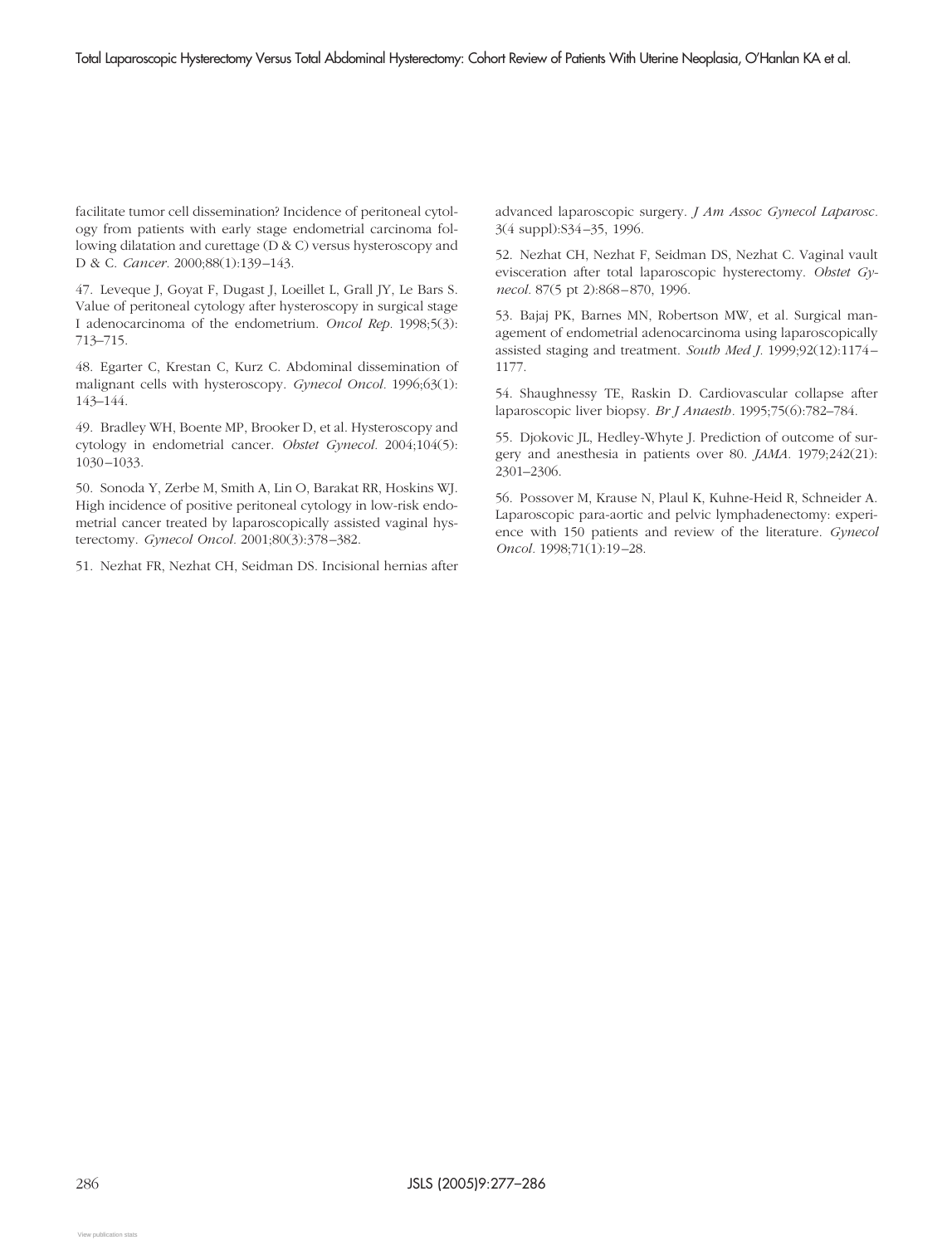facilitate tumor cell dissemination? Incidence of peritoneal cytology from patients with early stage endometrial carcinoma following dilatation and curettage (D & C) versus hysteroscopy and D & C. *Cancer.* 2000;88(1):139–143.

47. Leveque J, Goyat F, Dugast J, Loeillet L, Grall JY, Le Bars S. Value of peritoneal cytology after hysteroscopy in surgical stage I adenocarcinoma of the endometrium. *Oncol Rep.* 1998;5(3): 713–715.

48. Egarter C, Krestan C, Kurz C. Abdominal dissemination of malignant cells with hysteroscopy. *Gynecol Oncol.* 1996;63(1): 143–144.

49. Bradley WH, Boente MP, Brooker D, et al. Hysteroscopy and cytology in endometrial cancer. *Obstet Gynecol.* 2004;104(5): 1030–1033.

50. Sonoda Y, Zerbe M, Smith A, Lin O, Barakat RR, Hoskins WJ. High incidence of positive peritoneal cytology in low-risk endometrial cancer treated by laparoscopically assisted vaginal hysterectomy. *Gynecol Oncol.* 2001;80(3):378–382.

51. Nezhat FR, Nezhat CH, Seidman DS. Incisional hernias after advanced laparoscopic surgery. *J Am Assoc Gynecol Laparosc.* 3(4 suppl):S34–35, 1996.

52. Nezhat CH, Nezhat F, Seidman DS, Nezhat C. Vaginal vault evisceration after total laparoscopic hysterectomy. *Obstet Gynecol.* 87(5 pt 2):868–870, 1996.

53. Bajaj PK, Barnes MN, Robertson MW, et al. Surgical management of endometrial adenocarcinoma using laparoscopically assisted staging and treatment. *South Med J.* 1999;92(12):1174–1177.

54. Shaughnessy TE, Raskin D. Cardiovascular collapse after laparoscopic liver biopsy. *Br J Anaesth*. 1995;75(6):782–784.

55. Djokovic JL, Hedley-Whyte J. Prediction of outcome of surgery and anesthesia in patients over 80. *JAMA.* 1979;242(21): 2301–2306.

56. Possover M, Krause N, Plaul K, Kuhne-Heid R, Schneider A. Laparoscopic para-aortic and pelvic lymphadenectomy: experience with 150 patients and review of the literature. *Gynecol Oncol.* 1998;71(1):19–28.